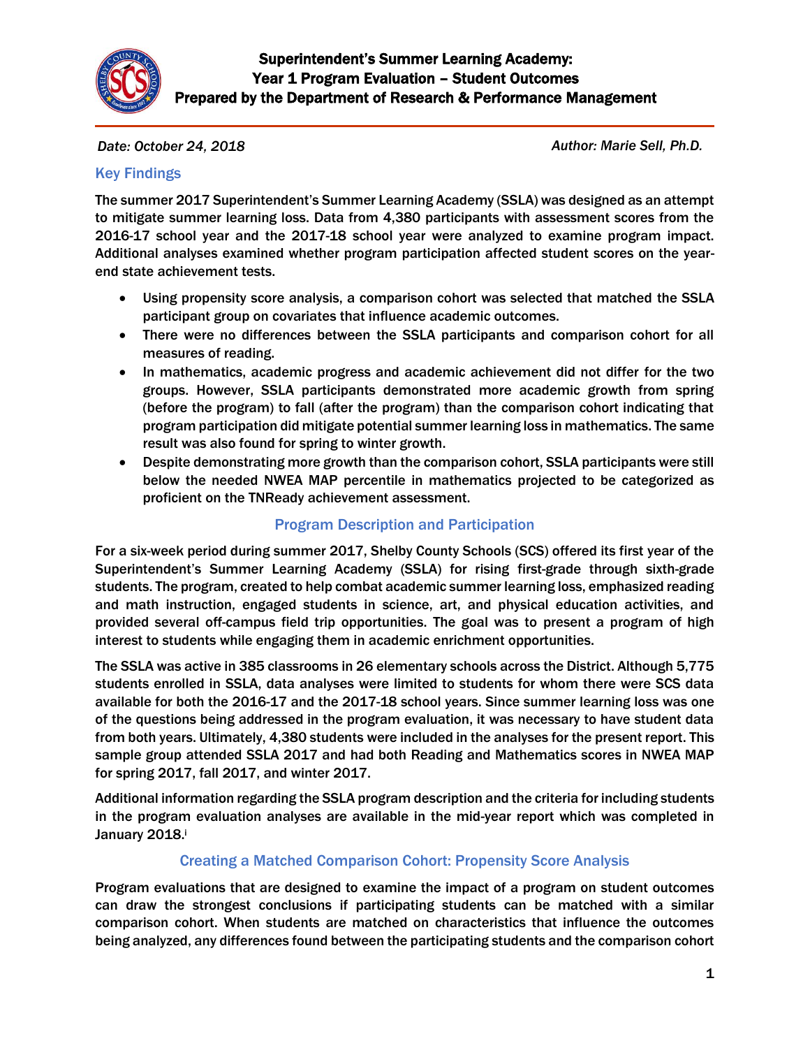# Superintendent's Summer Learning Academy: Year 1 Program Evaluation – Student Outcomes
## Prepared by the Department of Research & Performance Management

*Date: October 24, 2018* *Author: Marie Sell, Ph.D.*

## Key Findings

The summer 2017 Superintendent's Summer Learning Academy (SSLA) was designed as an attempt to mitigate summer learning loss. Data from 4,380 participants with assessment scores from the 2016-17 school year and the 2017-18 school year were analyzed to examine program impact. Additional analyses examined whether program participation affected student scores on the year-end state achievement tests.

- Using propensity score analysis, a comparison cohort was selected that matched the SSLA participant group on covariates that influence academic outcomes.
- There were no differences between the SSLA participants and comparison cohort for all measures of reading.
- In mathematics, academic progress and academic achievement did not differ for the two groups. However, SSLA participants demonstrated more academic growth from spring (before the program) to fall (after the program) than the comparison cohort indicating that program participation did mitigate potential summer learning loss in mathematics. The same result was also found for spring to winter growth.
- Despite demonstrating more growth than the comparison cohort, SSLA participants were still below the needed NWEA MAP percentile in mathematics projected to be categorized as proficient on the TNReady achievement assessment.

## Program Description and Participation

For a six-week period during summer 2017, Shelby County Schools (SCS) offered its first year of the Superintendent's Summer Learning Academy (SSLA) for rising first-grade through sixth-grade students. The program, created to help combat academic summer learning loss, emphasized reading and math instruction, engaged students in science, art, and physical education activities, and provided several off-campus field trip opportunities. The goal was to present a program of high interest to students while engaging them in academic enrichment opportunities.

The SSLA was active in 385 classrooms in 26 elementary schools across the District. Although 5,775 students enrolled in SSLA, data analyses were limited to students for whom there were SCS data available for both the 2016-17 and the 2017-18 school years. Since summer learning loss was one of the questions being addressed in the program evaluation, it was necessary to have student data from both years. Ultimately, 4,380 students were included in the analyses for the present report. This sample group attended SSLA 2017 and had both Reading and Mathematics scores in NWEA MAP for spring 2017, fall 2017, and winter 2017.

Additional information regarding the SSLA program description and the criteria for including students in the program evaluation analyses are available in the mid-year report which was completed in January 2018.[i]

## Creating a Matched Comparison Cohort: Propensity Score Analysis

Program evaluations that are designed to examine the impact of a program on student outcomes can draw the strongest conclusions if participating students can be matched with a similar comparison cohort. When students are matched on characteristics that influence the outcomes being analyzed, any differences found between the participating students and the comparison cohort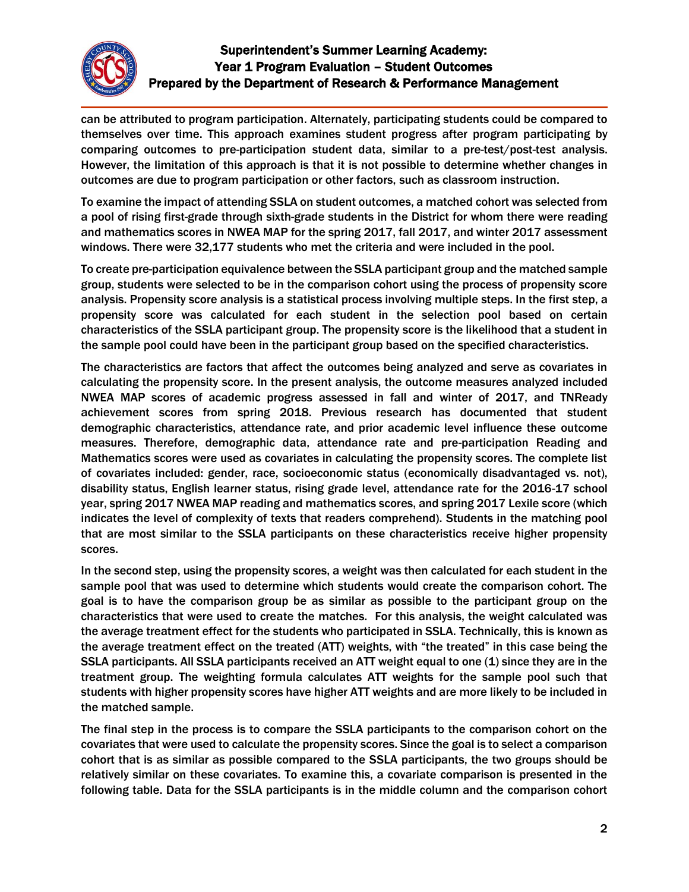can be attributed to program participation. Alternately, participating students could be compared to themselves over time. This approach examines student progress after program participating by comparing outcomes to pre-participation student data, similar to a pre-test/post-test analysis. However, the limitation of this approach is that it is not possible to determine whether changes in outcomes are due to program participation or other factors, such as classroom instruction.

To examine the impact of attending SSLA on student outcomes, a matched cohort was selected from a pool of rising first-grade through sixth-grade students in the District for whom there were reading and mathematics scores in NWEA MAP for the spring 2017, fall 2017, and winter 2017 assessment windows. There were 32,177 students who met the criteria and were included in the pool.

To create pre-participation equivalence between the SSLA participant group and the matched sample group, students were selected to be in the comparison cohort using the process of propensity score analysis. Propensity score analysis is a statistical process involving multiple steps. In the first step, a propensity score was calculated for each student in the selection pool based on certain characteristics of the SSLA participant group. The propensity score is the likelihood that a student in the sample pool could have been in the participant group based on the specified characteristics.

The characteristics are factors that affect the outcomes being analyzed and serve as covariates in calculating the propensity score. In the present analysis, the outcome measures analyzed included NWEA MAP scores of academic progress assessed in fall and winter of 2017, and TNReady achievement scores from spring 2018. Previous research has documented that student demographic characteristics, attendance rate, and prior academic level influence these outcome measures. Therefore, demographic data, attendance rate and pre-participation Reading and Mathematics scores were used as covariates in calculating the propensity scores. The complete list of covariates included: gender, race, socioeconomic status (economically disadvantaged vs. not), disability status, English learner status, rising grade level, attendance rate for the 2016-17 school year, spring 2017 NWEA MAP reading and mathematics scores, and spring 2017 Lexile score (which indicates the level of complexity of texts that readers comprehend). Students in the matching pool that are most similar to the SSLA participants on these characteristics receive higher propensity scores.

In the second step, using the propensity scores, a weight was then calculated for each student in the sample pool that was used to determine which students would create the comparison cohort. The goal is to have the comparison group be as similar as possible to the participant group on the characteristics that were used to create the matches. For this analysis, the weight calculated was the average treatment effect for the students who participated in SSLA. Technically, this is known as the average treatment effect on the treated (ATT) weights, with "the treated" in this case being the SSLA participants. All SSLA participants received an ATT weight equal to one (1) since they are in the treatment group. The weighting formula calculates ATT weights for the sample pool such that students with higher propensity scores have higher ATT weights and are more likely to be included in the matched sample.

The final step in the process is to compare the SSLA participants to the comparison cohort on the covariates that were used to calculate the propensity scores. Since the goal is to select a comparison cohort that is as similar as possible compared to the SSLA participants, the two groups should be relatively similar on these covariates. To examine this, a covariate comparison is presented in the following table. Data for the SSLA participants is in the middle column and the comparison cohort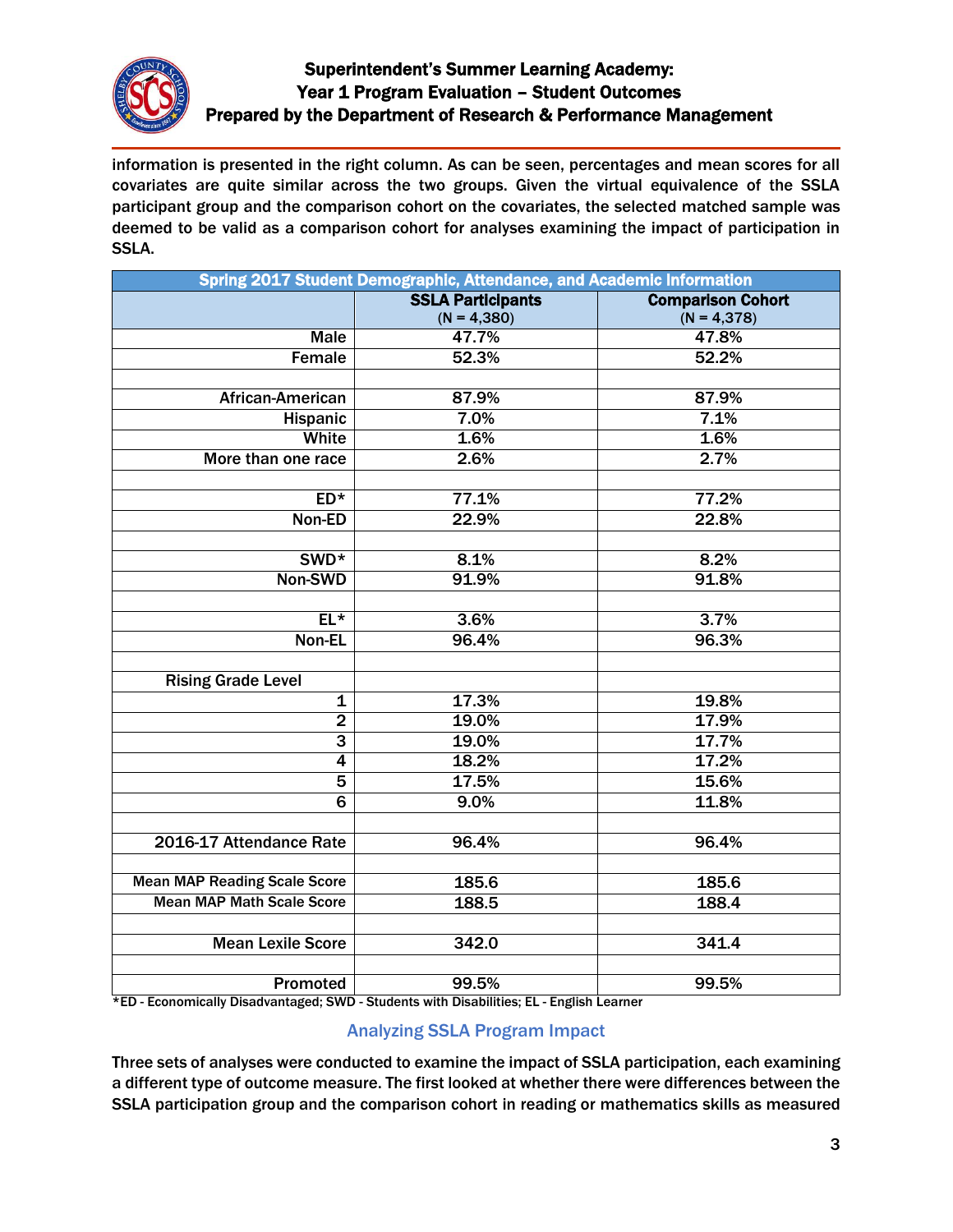information is presented in the right column. As can be seen, percentages and mean scores for all covariates are quite similar across the two groups. Given the virtual equivalence of the SSLA participant group and the comparison cohort on the covariates, the selected matched sample was deemed to be valid as a comparison cohort for analyses examining the impact of participation in SSLA.

| Spring 2017 Student Demographic, Attendance, and Academic Information | | |
|---|---|---|
| | **SSLA Participants** (N = 4,380) | **Comparison Cohort** (N = 4,378) |
| Male | 47.7% | 47.8% |
| Female | 52.3% | 52.2% |
| | | |
| African-American | 87.9% | 87.9% |
| Hispanic | 7.0% | 7.1% |
| White | 1.6% | 1.6% |
| More than one race | 2.6% | 2.7% |
| | | |
| ED* | 77.1% | 77.2% |
| Non-ED | 22.9% | 22.8% |
| | | |
| SWD* | 8.1% | 8.2% |
| Non-SWD | 91.9% | 91.8% |
| | | |
| EL* | 3.6% | 3.7% |
| Non-EL | 96.4% | 96.3% |
| | | |
| Rising Grade Level | | |
| 1 | 17.3% | 19.8% |
| 2 | 19.0% | 17.9% |
| 3 | 19.0% | 17.7% |
| 4 | 18.2% | 17.2% |
| 5 | 17.5% | 15.6% |
| 6 | 9.0% | 11.8% |
| | | |
| 2016-17 Attendance Rate | 96.4% | 96.4% |
| | | |
| Mean MAP Reading Scale Score | 185.6 | 185.6 |
| Mean MAP Math Scale Score | 188.5 | 188.4 |
| | | |
| Mean Lexile Score | 342.0 | 341.4 |
| | | |
| Promoted | 99.5% | 99.5% |

*ED - Economically Disadvantaged; SWD - Students with Disabilities; EL - English Learner

## Analyzing SSLA Program Impact

Three sets of analyses were conducted to examine the impact of SSLA participation, each examining a different type of outcome measure. The first looked at whether there were differences between the SSLA participation group and the comparison cohort in reading or mathematics skills as measured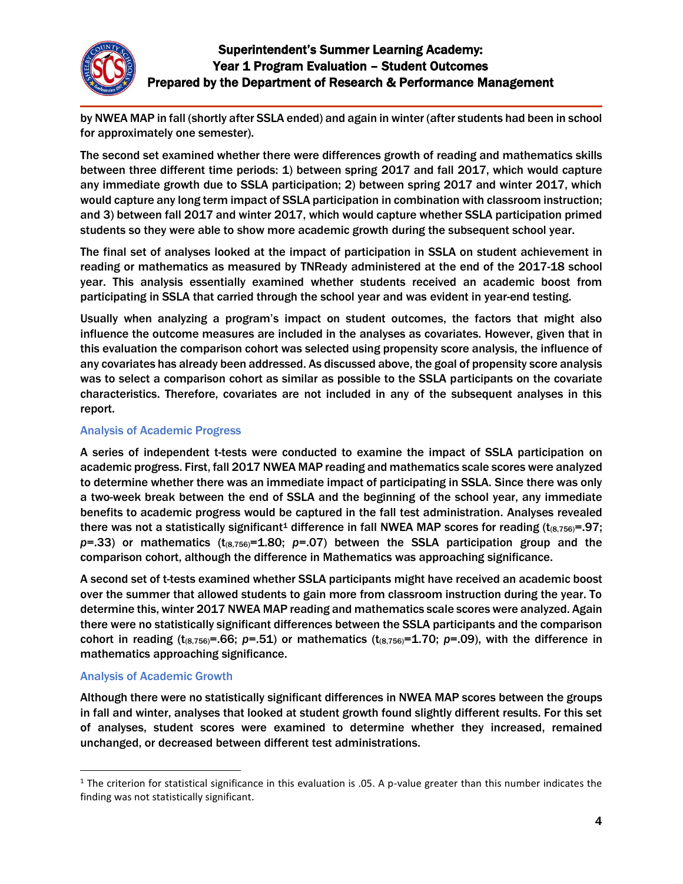by NWEA MAP in fall (shortly after SSLA ended) and again in winter (after students had been in school for approximately one semester).

The second set examined whether there were differences growth of reading and mathematics skills between three different time periods: 1) between spring 2017 and fall 2017, which would capture any immediate growth due to SSLA participation; 2) between spring 2017 and winter 2017, which would capture any long term impact of SSLA participation in combination with classroom instruction; and 3) between fall 2017 and winter 2017, which would capture whether SSLA participation primed students so they were able to show more academic growth during the subsequent school year.

The final set of analyses looked at the impact of participation in SSLA on student achievement in reading or mathematics as measured by TNReady administered at the end of the 2017-18 school year. This analysis essentially examined whether students received an academic boost from participating in SSLA that carried through the school year and was evident in year-end testing.

Usually when analyzing a program's impact on student outcomes, the factors that might also influence the outcome measures are included in the analyses as covariates. However, given that in this evaluation the comparison cohort was selected using propensity score analysis, the influence of any covariates has already been addressed. As discussed above, the goal of propensity score analysis was to select a comparison cohort as similar as possible to the SSLA participants on the covariate characteristics. Therefore, covariates are not included in any of the subsequent analyses in this report.

### Analysis of Academic Progress

A series of independent t-tests were conducted to examine the impact of SSLA participation on academic progress. First, fall 2017 NWEA MAP reading and mathematics scale scores were analyzed to determine whether there was an immediate impact of participating in SSLA. Since there was only a two-week break between the end of SSLA and the beginning of the school year, any immediate benefits to academic progress would be captured in the fall test administration. Analyses revealed there was not a statistically significant[1] difference in fall NWEA MAP scores for reading ($t_{(8,756)}$=.97; $p$=.33) or mathematics ($t_{(8,756)}$=1.80; $p$=.07) between the SSLA participation group and the comparison cohort, although the difference in Mathematics was approaching significance.

A second set of t-tests examined whether SSLA participants might have received an academic boost over the summer that allowed students to gain more from classroom instruction during the year. To determine this, winter 2017 NWEA MAP reading and mathematics scale scores were analyzed. Again there were no statistically significant differences between the SSLA participants and the comparison cohort in reading ($t_{(8,756)}$=.66; $p$=.51) or mathematics ($t_{(8,756)}$=1.70; $p$=.09), with the difference in mathematics approaching significance.

### Analysis of Academic Growth

Although there were no statistically significant differences in NWEA MAP scores between the groups in fall and winter, analyses that looked at student growth found slightly different results. For this set of analyses, student scores were examined to determine whether they increased, remained unchanged, or decreased between different test administrations.

[1] The criterion for statistical significance in this evaluation is .05. A p-value greater than this number indicates the finding was not statistically significant.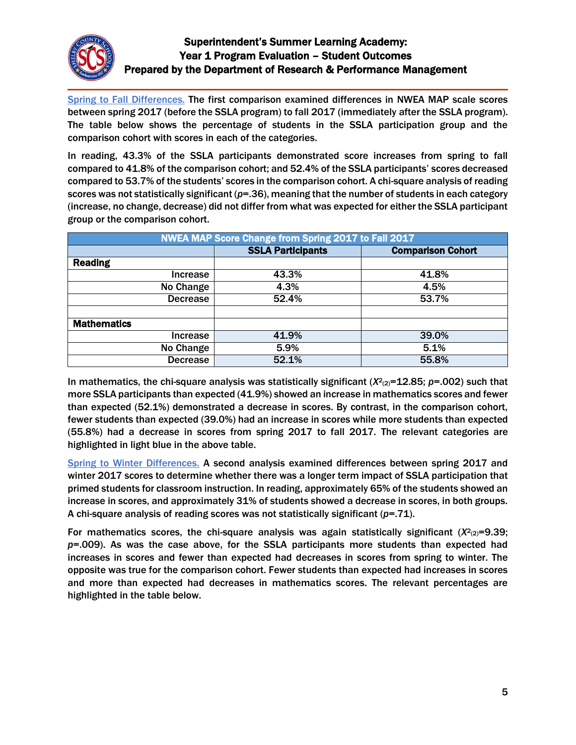**Spring to Fall Differences.** The first comparison examined differences in NWEA MAP scale scores between spring 2017 (before the SSLA program) to fall 2017 (immediately after the SSLA program). The table below shows the percentage of students in the SSLA participation group and the comparison cohort with scores in each of the categories.

In reading, 43.3% of the SSLA participants demonstrated score increases from spring to fall compared to 41.8% of the comparison cohort; and 52.4% of the SSLA participants' scores decreased compared to 53.7% of the students' scores in the comparison cohort. A chi-square analysis of reading scores was not statistically significant ($p$=.36), meaning that the number of students in each category (increase, no change, decrease) did not differ from what was expected for either the SSLA participant group or the comparison cohort.

| NWEA MAP Score Change from Spring 2017 to Fall 2017 | | |
|---|---|---|
| | **SSLA Participants** | **Comparison Cohort** |
| **Reading** | | |
| Increase | 43.3% | 41.8% |
| No Change | 4.3% | 4.5% |
| Decrease | 52.4% | 53.7% |
| | | |
| **Mathematics** | | |
| Increase | 41.9% | 39.0% |
| No Change | 5.9% | 5.1% |
| Decrease | 52.1% | 55.8% |

In mathematics, the chi-square analysis was statistically significant ($X^2_{(2)}$=12.85; $p$=.002) such that more SSLA participants than expected (41.9%) showed an increase in mathematics scores and fewer than expected (52.1%) demonstrated a decrease in scores. By contrast, in the comparison cohort, fewer students than expected (39.0%) had an increase in scores while more students than expected (55.8%) had a decrease in scores from spring 2017 to fall 2017. The relevant categories are highlighted in light blue in the above table.

**Spring to Winter Differences.** A second analysis examined differences between spring 2017 and winter 2017 scores to determine whether there was a longer term impact of SSLA participation that primed students for classroom instruction. In reading, approximately 65% of the students showed an increase in scores, and approximately 31% of students showed a decrease in scores, in both groups. A chi-square analysis of reading scores was not statistically significant ($p$=.71).

For mathematics scores, the chi-square analysis was again statistically significant ($X^2_{(2)}$=9.39; $p$=.009). As was the case above, for the SSLA participants more students than expected had increases in scores and fewer than expected had decreases in scores from spring to winter. The opposite was true for the comparison cohort. Fewer students than expected had increases in scores and more than expected had decreases in mathematics scores. The relevant percentages are highlighted in the table below.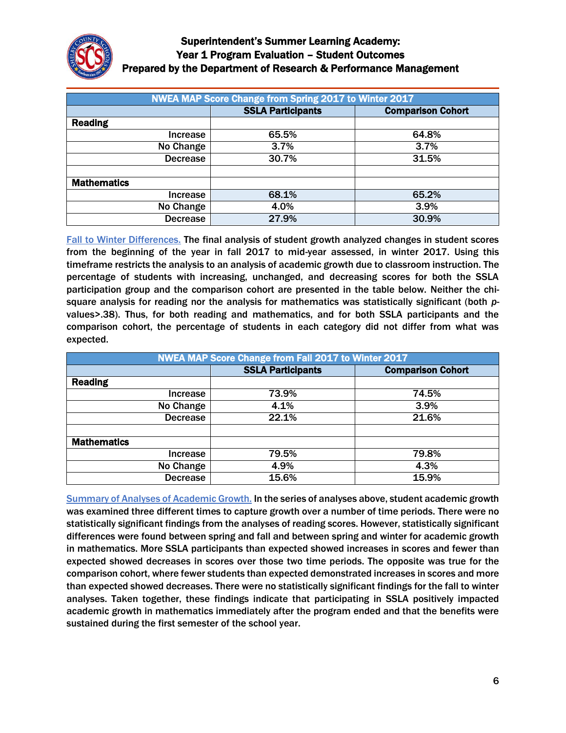| NWEA MAP Score Change from Spring 2017 to Winter 2017 | | |
|---|---|---|
| | **SSLA Participants** | **Comparison Cohort** |
| **Reading** | | |
| Increase | 65.5% | 64.8% |
| No Change | 3.7% | 3.7% |
| Decrease | 30.7% | 31.5% |
| | | |
| **Mathematics** | | |
| Increase | 68.1% | 65.2% |
| No Change | 4.0% | 3.9% |
| Decrease | 27.9% | 30.9% |

Fall to Winter Differences. The final analysis of student growth analyzed changes in student scores from the beginning of the year in fall 2017 to mid-year assessed, in winter 2017. Using this timeframe restricts the analysis to an analysis of academic growth due to classroom instruction. The percentage of students with increasing, unchanged, and decreasing scores for both the SSLA participation group and the comparison cohort are presented in the table below. Neither the chi-square analysis for reading nor the analysis for mathematics was statistically significant (both $p$-values>.38). Thus, for both reading and mathematics, and for both SSLA participants and the comparison cohort, the percentage of students in each category did not differ from what was expected.

| NWEA MAP Score Change from Fall 2017 to Winter 2017 | | |
|---|---|---|
| | **SSLA Participants** | **Comparison Cohort** |
| **Reading** | | |
| Increase | 73.9% | 74.5% |
| No Change | 4.1% | 3.9% |
| Decrease | 22.1% | 21.6% |
| | | |
| **Mathematics** | | |
| Increase | 79.5% | 79.8% |
| No Change | 4.9% | 4.3% |
| Decrease | 15.6% | 15.9% |

Summary of Analyses of Academic Growth. In the series of analyses above, student academic growth was examined three different times to capture growth over a number of time periods. There were no statistically significant findings from the analyses of reading scores. However, statistically significant differences were found between spring and fall and between spring and winter for academic growth in mathematics. More SSLA participants than expected showed increases in scores and fewer than expected showed decreases in scores over those two time periods. The opposite was true for the comparison cohort, where fewer students than expected demonstrated increases in scores and more than expected showed decreases. There were no statistically significant findings for the fall to winter analyses. Taken together, these findings indicate that participating in SSLA positively impacted academic growth in mathematics immediately after the program ended and that the benefits were sustained during the first semester of the school year.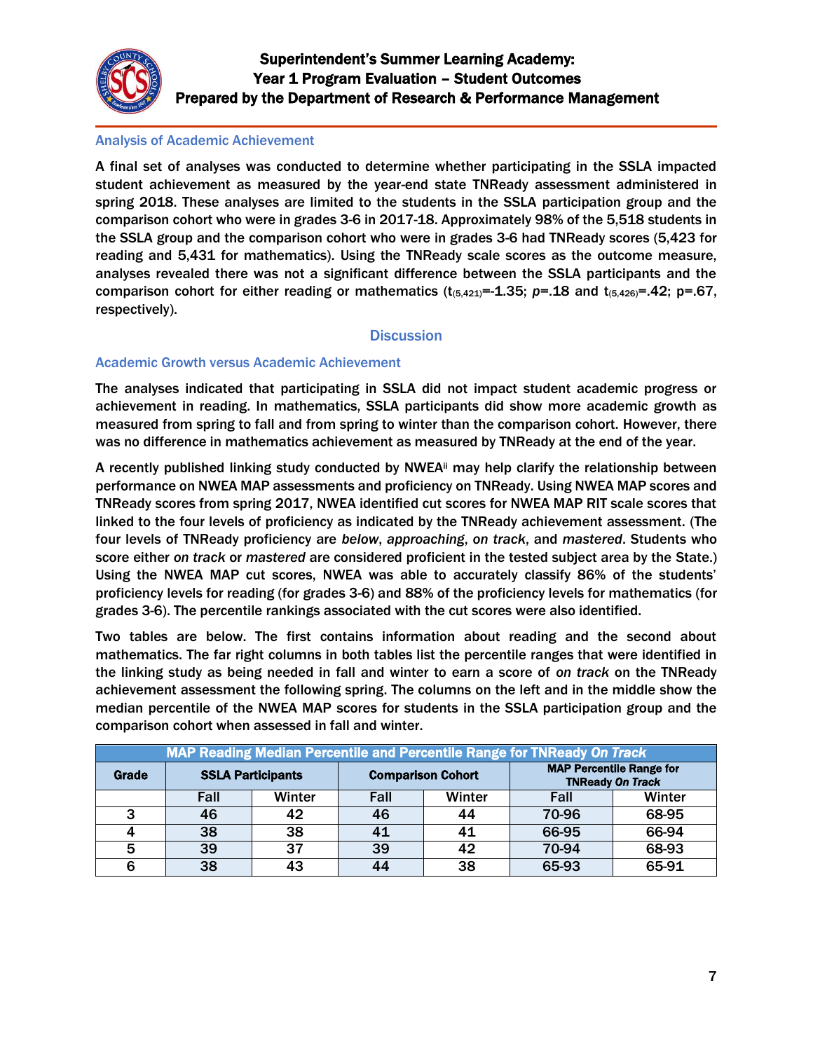### Analysis of Academic Achievement

A final set of analyses was conducted to determine whether participating in the SSLA impacted student achievement as measured by the year-end state TNReady assessment administered in spring 2018. These analyses are limited to the students in the SSLA participation group and the comparison cohort who were in grades 3-6 in 2017-18. Approximately 98% of the 5,518 students in the SSLA group and the comparison cohort who were in grades 3-6 had TNReady scores (5,423 for reading and 5,431 for mathematics). Using the TNReady scale scores as the outcome measure, analyses revealed there was not a significant difference between the SSLA participants and the comparison cohort for either reading or mathematics ($t_{(5,421)}$=-1.35; *p*=.18 and $t_{(5,426)}$=.42; p=.67, respectively).

## Discussion

### Academic Growth versus Academic Achievement

The analyses indicated that participating in SSLA did not impact student academic progress or achievement in reading. In mathematics, SSLA participants did show more academic growth as measured from spring to fall and from spring to winter than the comparison cohort. However, there was no difference in mathematics achievement as measured by TNReady at the end of the year.

A recently published linking study conducted by NWEA[ii] may help clarify the relationship between performance on NWEA MAP assessments and proficiency on TNReady. Using NWEA MAP scores and TNReady scores from spring 2017, NWEA identified cut scores for NWEA MAP RIT scale scores that linked to the four levels of proficiency as indicated by the TNReady achievement assessment. (The four levels of TNReady proficiency are *below*, *approaching*, *on track*, and *mastered*. Students who score either *on track* or *mastered* are considered proficient in the tested subject area by the State.) Using the NWEA MAP cut scores, NWEA was able to accurately classify 86% of the students' proficiency levels for reading (for grades 3-6) and 88% of the proficiency levels for mathematics (for grades 3-6). The percentile rankings associated with the cut scores were also identified.

Two tables are below. The first contains information about reading and the second about mathematics. The far right columns in both tables list the percentile ranges that were identified in the linking study as being needed in fall and winter to earn a score of *on track* on the TNReady achievement assessment the following spring. The columns on the left and in the middle show the median percentile of the NWEA MAP scores for students in the SSLA participation group and the comparison cohort when assessed in fall and winter.

| MAP Reading Median Percentile and Percentile Range for TNReady *On Track* | | | | | | |
|---|---|---|---|---|---|---|
| **Grade** | **SSLA Participants** | | **Comparison Cohort** | | **MAP Percentile Range for TNReady *On Track*** | |
| | Fall | Winter | Fall | Winter | Fall | Winter |
| 3 | 46 | 42 | 46 | 44 | 70-96 | 68-95 |
| 4 | 38 | 38 | 41 | 41 | 66-95 | 66-94 |
| 5 | 39 | 37 | 39 | 42 | 70-94 | 68-93 |
| 6 | 38 | 43 | 44 | 38 | 65-93 | 65-91 |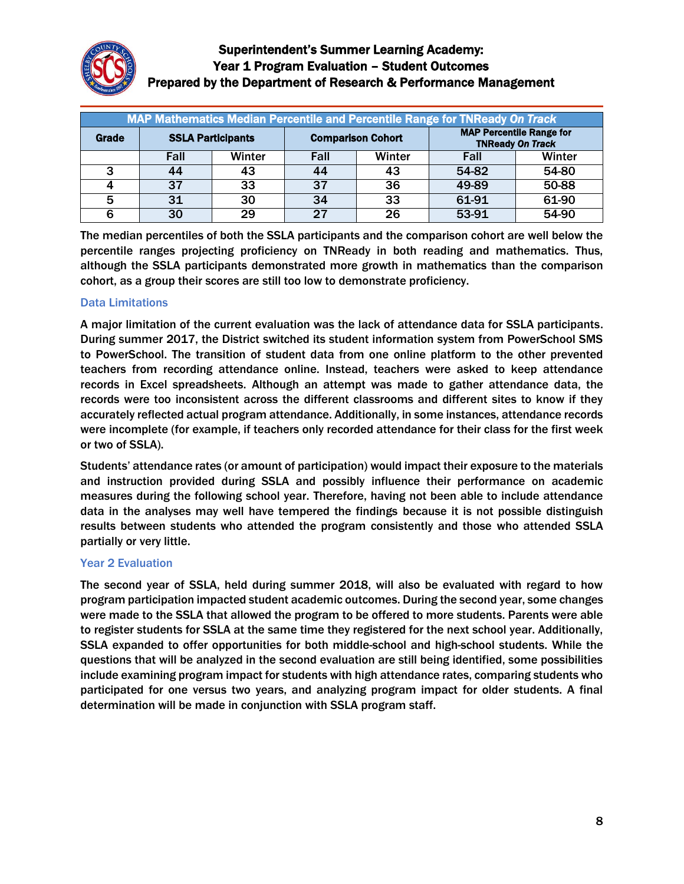| MAP Mathematics Median Percentile and Percentile Range for TNReady *On Track* | | | | | | |
|---|---|---|---|---|---|---|
| Grade | SSLA Participants | | Comparison Cohort | | MAP Percentile Range for TNReady *On Track* | |
| | Fall | Winter | Fall | Winter | Fall | Winter |
| 3 | 44 | 43 | 44 | 43 | 54-82 | 54-80 |
| 4 | 37 | 33 | 37 | 36 | 49-89 | 50-88 |
| 5 | 31 | 30 | 34 | 33 | 61-91 | 61-90 |
| 6 | 30 | 29 | 27 | 26 | 53-91 | 54-90 |

The median percentiles of both the SSLA participants and the comparison cohort are well below the percentile ranges projecting proficiency on TNReady in both reading and mathematics. Thus, although the SSLA participants demonstrated more growth in mathematics than the comparison cohort, as a group their scores are still too low to demonstrate proficiency.

## Data Limitations

A major limitation of the current evaluation was the lack of attendance data for SSLA participants. During summer 2017, the District switched its student information system from PowerSchool SMS to PowerSchool. The transition of student data from one online platform to the other prevented teachers from recording attendance online. Instead, teachers were asked to keep attendance records in Excel spreadsheets. Although an attempt was made to gather attendance data, the records were too inconsistent across the different classrooms and different sites to know if they accurately reflected actual program attendance. Additionally, in some instances, attendance records were incomplete (for example, if teachers only recorded attendance for their class for the first week or two of SSLA).

Students' attendance rates (or amount of participation) would impact their exposure to the materials and instruction provided during SSLA and possibly influence their performance on academic measures during the following school year. Therefore, having not been able to include attendance data in the analyses may well have tempered the findings because it is not possible distinguish results between students who attended the program consistently and those who attended SSLA partially or very little.

## Year 2 Evaluation

The second year of SSLA, held during summer 2018, will also be evaluated with regard to how program participation impacted student academic outcomes. During the second year, some changes were made to the SSLA that allowed the program to be offered to more students. Parents were able to register students for SSLA at the same time they registered for the next school year. Additionally, SSLA expanded to offer opportunities for both middle-school and high-school students. While the questions that will be analyzed in the second evaluation are still being identified, some possibilities include examining program impact for students with high attendance rates, comparing students who participated for one versus two years, and analyzing program impact for older students. A final determination will be made in conjunction with SSLA program staff.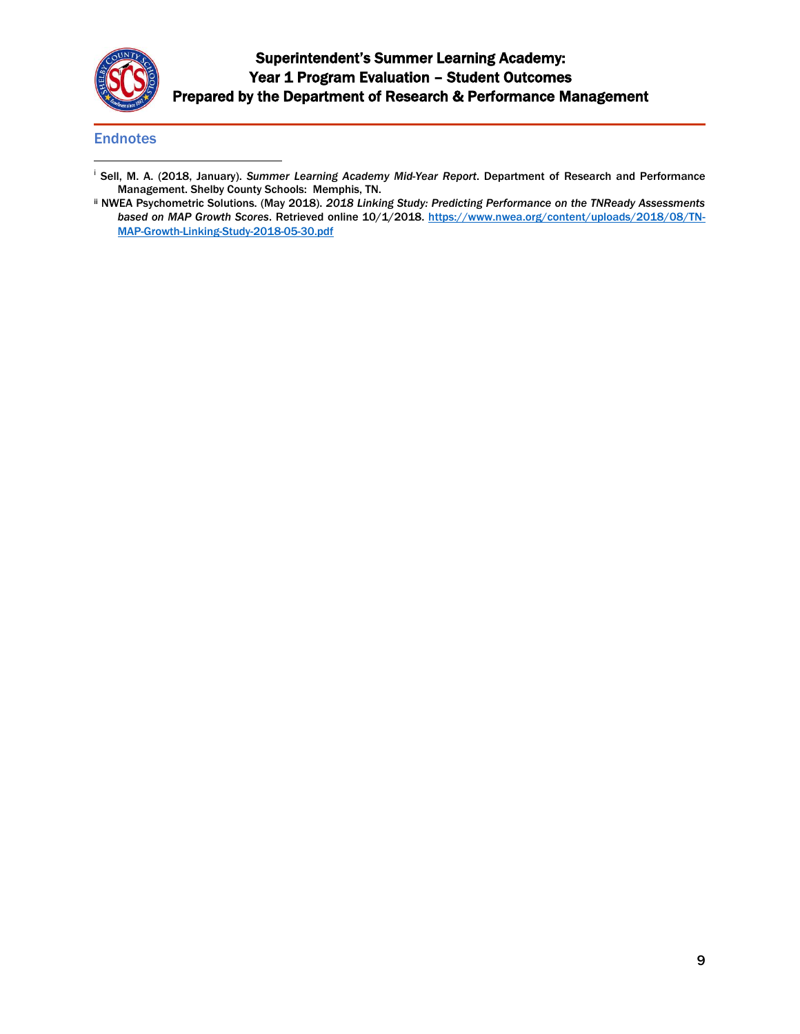## Endnotes

[i] Sell, M. A. (2018, January). *Summer Learning Academy Mid-Year Report*. Department of Research and Performance Management. Shelby County Schools: Memphis, TN.

[ii] NWEA Psychometric Solutions. (May 2018). *2018 Linking Study: Predicting Performance on the TNReady Assessments based on MAP Growth Scores*. Retrieved online 10/1/2018. https://www.nwea.org/content/uploads/2018/08/TN-MAP-Growth-Linking-Study-2018-05-30.pdf